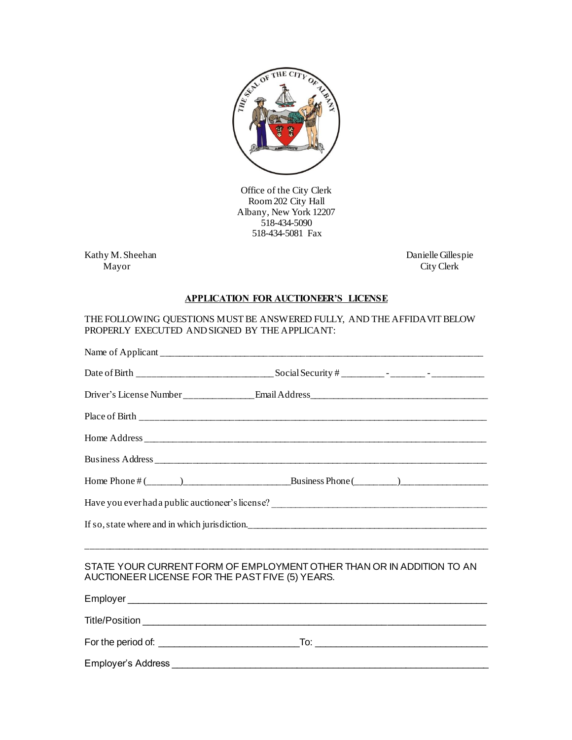Office of the City Clerk
Room 202 City Hall
Albany, New York 12207
518-434-5090
518-434-5081 Fax

Kathy M. Sheehan
Mayor

Danielle Gillespie
City Clerk

**APPLICATION FOR AUCTIONEER'S LICENSE**

THE FOLLOWING QUESTIONS MUST BE ANSWERED FULLY, AND THE AFFIDAVIT BELOW PROPERLY EXECUTED AND SIGNED BY THE APPLICANT:

Name of Applicant ____________________________________________

Date of Birth ____________________ Social Security # ________ - _______ - __________

Driver's License Number ______________ Email Address ______________________________

Place of Birth ____________________________________________

Home Address ____________________________________________

Business Address ____________________________________________

Home Phone # (_______)____________________ Business Phone (________)________________

Have you ever had a public auctioneer's license? ______________________________

If so, state where and in which jurisdiction. ______________________________

____________________________________________

STATE YOUR CURRENT FORM OF EMPLOYMENT OTHER THAN OR IN ADDITION TO AN AUCTIONEER LICENSE FOR THE PAST FIVE (5) YEARS.

Employer ____________________________________________

Title/Position ____________________________________________

For the period of: ______________________ To: ______________________

Employer's Address ____________________________________________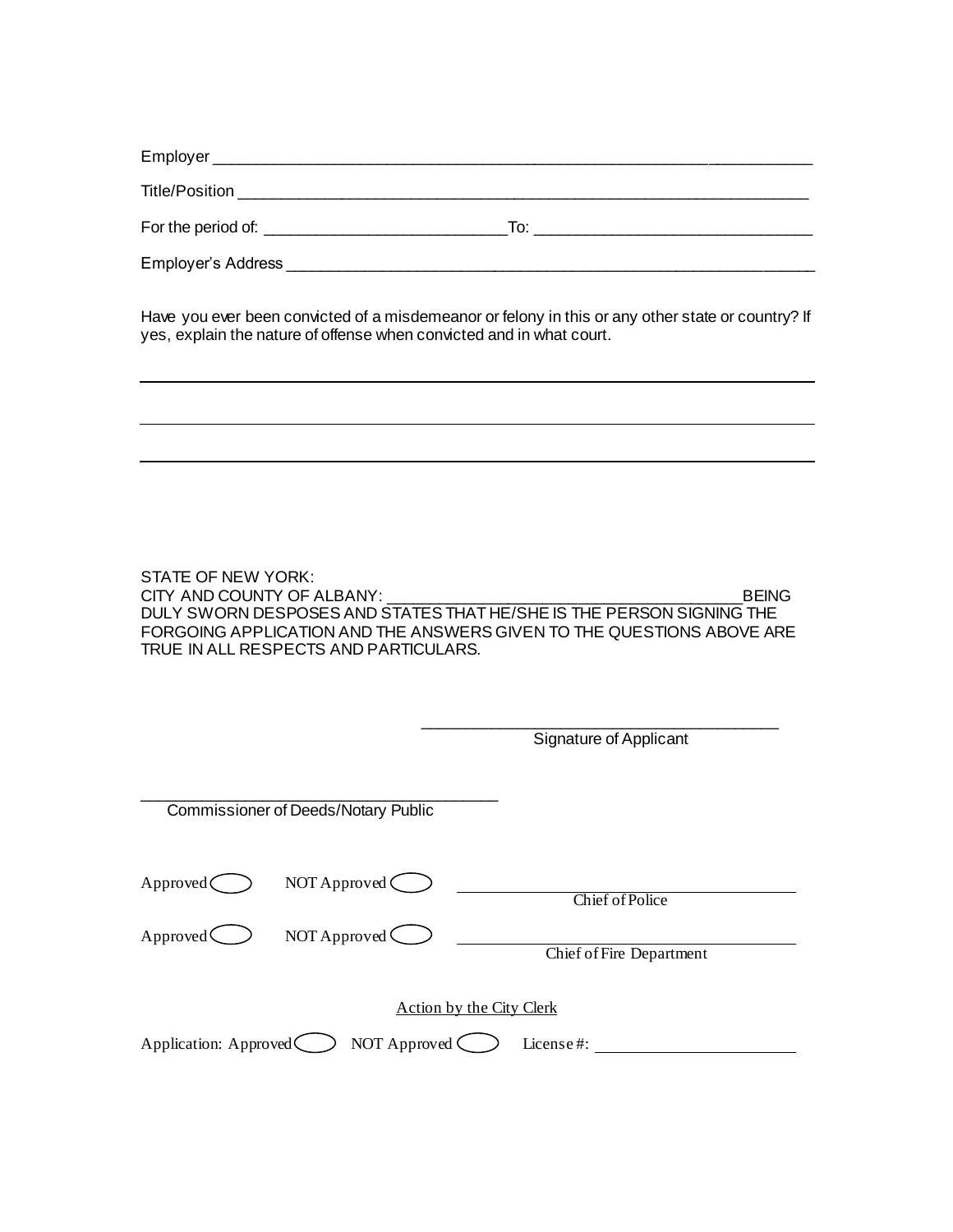Employer ___________________________________________________________________________

Title/Position ______________________________________________________________________

For the period of: ___________________________To: _______________________________

Employer's Address _________________________________________________________________

Have you ever been convicted of a misdemeanor or felony in this or any other state or country? If yes, explain the nature of offense when convicted and in what court.

___________________________________________________________________________

___________________________________________________________________________

___________________________________________________________________________

STATE OF NEW YORK:
CITY AND COUNTY OF ALBANY: ________________________________________BEING DULY SWORN DESPOSES AND STATES THAT HE/SHE IS THE PERSON SIGNING THE FORGOING APPLICATION AND THE ANSWERS GIVEN TO THE QUESTIONS ABOVE ARE TRUE IN ALL RESPECTS AND PARTICULARS.

________________________________________
Signature of Applicant

________________________________________
Commissioner of Deeds/Notary Public

Approved ◯ NOT Approved ◯ ________________________________________
Chief of Police

Approved ◯ NOT Approved ◯ ________________________________________
Chief of Fire Department

Action by the City Clerk

Application: Approved ◯ NOT Approved ◯ License #: ______________________